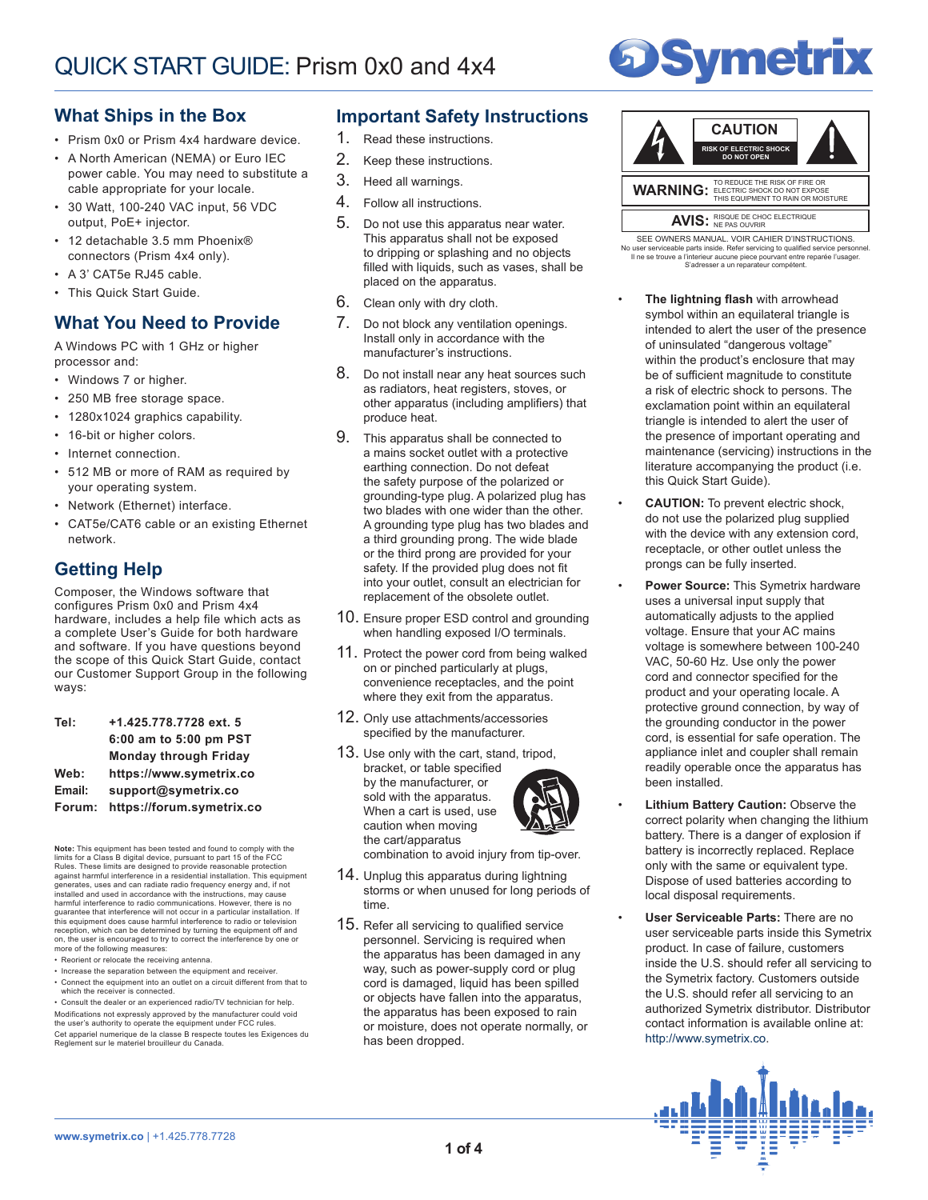# QUICK START GUIDE: Prism 0x0 and 4x4

## What Ships in the Box

- Prism 0x0 or Prism 4x4 hardware device.
- A North American (NEMA) or Euro IEC power cable. You may need to substitute a cable appropriate for your locale.
- 30 Watt, 100-240 VAC input, 56 VDC output, PoE+ injector.
- 12 detachable 3.5 mm Phoenix® connectors (Prism 4x4 only).
- A 3' CAT5e RJ45 cable.
- This Quick Start Guide.

## What You Need to Provide

A Windows PC with 1 GHz or higher processor and:

- Windows 7 or higher.
- 250 MB free storage space.
- 1280x1024 graphics capability.
- 16-bit or higher colors.
- Internet connection.
- 512 MB or more of RAM as required by your operating system.
- Network (Ethernet) interface.
- CAT5e/CAT6 cable or an existing Ethernet network.

## Getting Help

Composer, the Windows software that configures Prism 0x0 and Prism 4x4 hardware, includes a help file which acts as a complete User's Guide for both hardware and software. If you have questions beyond the scope of this Quick Start Guide, contact our Customer Support Group in the following ways:

| | |
|---|---|
| **Tel:** | **+1.425.778.7728 ext. 5** |
| | **6:00 am to 5:00 pm PST** |
| | **Monday through Friday** |
| **Web:** | **https://www.symetrix.co** |
| **Email:** | **support@symetrix.co** |
| **Forum:** | **https://forum.symetrix.co** |

**Note:** This equipment has been tested and found to comply with the limits for a Class B digital device, pursuant to part 15 of the FCC Rules. These limits are designed to provide reasonable protection against harmful interference in a residential installation. This equipment generates, uses and can radiate radio frequency energy and, if not installed and used in accordance with the instructions, may cause harmful interference to radio communications. However, there is no guarantee that interference will not occur in a particular installation. If this equipment does cause harmful interference to radio or television reception, which can be determined by turning the equipment off and on, the user is encouraged to try to correct the interference by one or more of the following measures:

- Reorient or relocate the receiving antenna.
- Increase the separation between the equipment and receiver.
- Connect the equipment into an outlet on a circuit different from that to which the receiver is connected.
- Consult the dealer or an experienced radio/TV technician for help.

Modifications not expressly approved by the manufacturer could void the user's authority to operate the equipment under FCC rules.

Cet appariel numerique de la classe B respecte toutes les Exigences du Reglement sur le materiel brouilleur du Canada.

## Important Safety Instructions

1. Read these instructions.
2. Keep these instructions.
3. Heed all warnings.
4. Follow all instructions.
5. Do not use this apparatus near water. This apparatus shall not be exposed to dripping or splashing and no objects filled with liquids, such as vases, shall be placed on the apparatus.
6. Clean only with dry cloth.
7. Do not block any ventilation openings. Install only in accordance with the manufacturer's instructions.
8. Do not install near any heat sources such as radiators, heat registers, stoves, or other apparatus (including amplifiers) that produce heat.
9. This apparatus shall be connected to a mains socket outlet with a protective earthing connection. Do not defeat the safety purpose of the polarized or grounding-type plug. A polarized plug has two blades with one wider than the other. A grounding type plug has two blades and a third grounding prong. The wide blade or the third prong are provided for your safety. If the provided plug does not fit into your outlet, consult an electrician for replacement of the obsolete outlet.
10. Ensure proper ESD control and grounding when handling exposed I/O terminals.
11. Protect the power cord from being walked on or pinched particularly at plugs, convenience receptacles, and the point where they exit from the apparatus.
12. Only use attachments/accessories specified by the manufacturer.
13. Use only with the cart, stand, tripod, bracket, or table specified by the manufacturer, or sold with the apparatus. When a cart is used, use caution when moving the cart/apparatus combination to avoid injury from tip-over.
14. Unplug this apparatus during lightning storms or when unused for long periods of time.
15. Refer all servicing to qualified service personnel. Servicing is required when the apparatus has been damaged in any way, such as power-supply cord or plug cord is damaged, liquid has been spilled or objects have fallen into the apparatus, the apparatus has been exposed to rain or moisture, does not operate normally, or has been dropped.

**CAUTION**
RISK OF ELECTRIC SHOCK
DO NOT OPEN

**WARNING:** TO REDUCE THE RISK OF FIRE OR ELECTRIC SHOCK DO NOT EXPOSE THIS EQUIPMENT TO RAIN OR MOISTURE

**AVIS:** RISQUE DE CHOC ELECTRIQUE NE PAS OUVRIR

SEE OWNERS MANUAL. VOIR CAHIER D'INSTRUCTIONS.
No user serviceable parts inside. Refer servicing to qualified service personnel.
Il ne se trouve a l'interieur aucune piece pourvant entre reparée l'usager.
S'adresser a un reparateur compétent.

- **The lightning flash** with arrowhead symbol within an equilateral triangle is intended to alert the user of the presence of uninsulated "dangerous voltage" within the product's enclosure that may be of sufficient magnitude to constitute a risk of electric shock to persons. The exclamation point within an equilateral triangle is intended to alert the user of the presence of important operating and maintenance (servicing) instructions in the literature accompanying the product (i.e. this Quick Start Guide).
- **CAUTION:** To prevent electric shock, do not use the polarized plug supplied with the device with any extension cord, receptacle, or other outlet unless the prongs can be fully inserted.
- **Power Source:** This Symetrix hardware uses a universal input supply that automatically adjusts to the applied voltage. Ensure that your AC mains voltage is somewhere between 100-240 VAC, 50-60 Hz. Use only the power cord and connector specified for the product and your operating locale. A protective ground connection, by way of the grounding conductor in the power cord, is essential for safe operation. The appliance inlet and coupler shall remain readily operable once the apparatus has been installed.
- **Lithium Battery Caution:** Observe the correct polarity when changing the lithium battery. There is a danger of explosion if battery is incorrectly replaced. Replace only with the same or equivalent type. Dispose of used batteries according to local disposal requirements.
- **User Serviceable Parts:** There are no user serviceable parts inside this Symetrix product. In case of failure, customers inside the U.S. should refer all servicing to the Symetrix factory. Customers outside the U.S. should refer all servicing to an authorized Symetrix distributor. Distributor contact information is available online at: http://www.symetrix.co.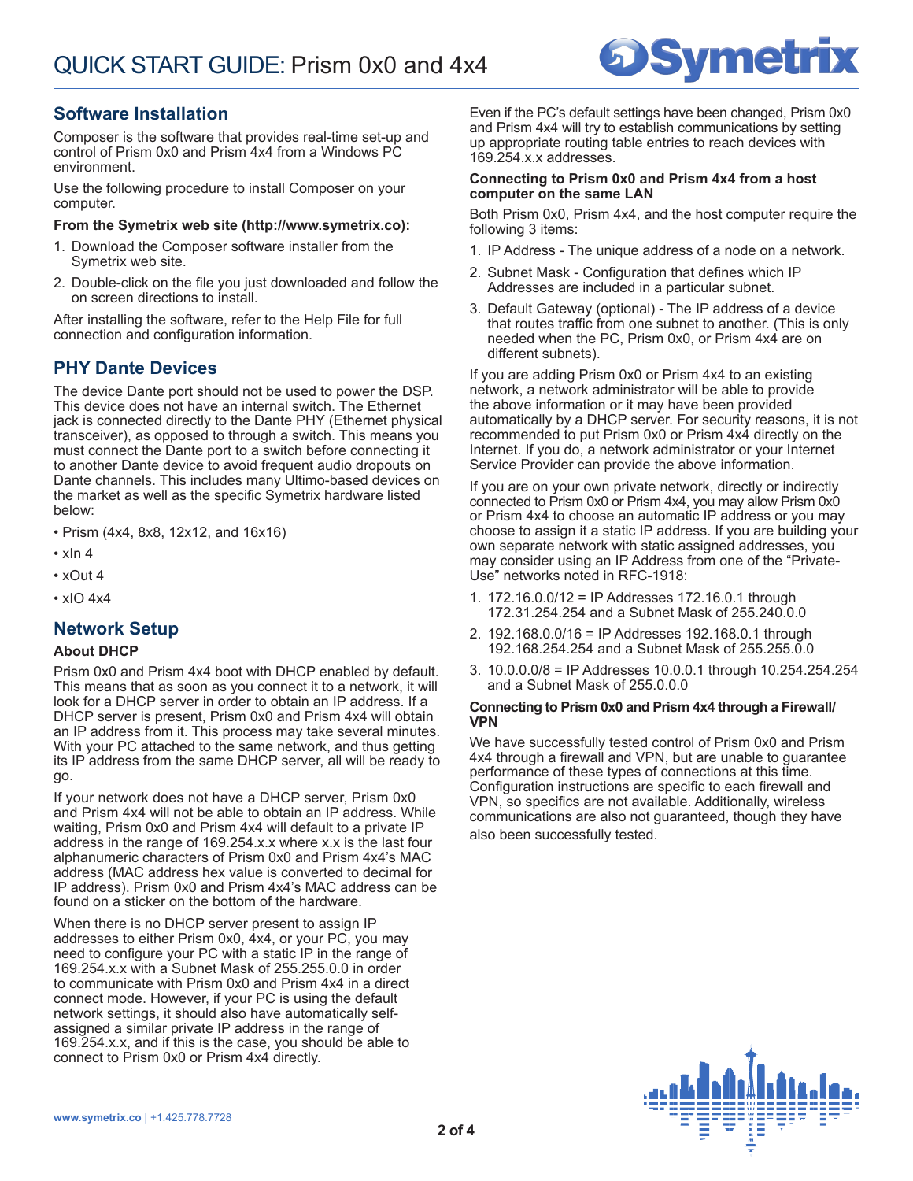## Software Installation

Composer is the software that provides real-time set-up and control of Prism 0x0 and Prism 4x4 from a Windows PC environment.

Use the following procedure to install Composer on your computer.

**From the Symetrix web site (http://www.symetrix.co):**

1. Download the Composer software installer from the Symetrix web site.
2. Double-click on the file you just downloaded and follow the on screen directions to install.

After installing the software, refer to the Help File for full connection and configuration information.

## PHY Dante Devices

The device Dante port should not be used to power the DSP. This device does not have an internal switch. The Ethernet jack is connected directly to the Dante PHY (Ethernet physical transceiver), as opposed to through a switch. This means you must connect the Dante port to a switch before connecting it to another Dante device to avoid frequent audio dropouts on Dante channels. This includes many Ultimo-based devices on the market as well as the specific Symetrix hardware listed below:

- Prism (4x4, 8x8, 12x12, and 16x16)
- xIn 4
- xOut 4
- xIO 4x4

## Network Setup

### About DHCP

Prism 0x0 and Prism 4x4 boot with DHCP enabled by default. This means that as soon as you connect it to a network, it will look for a DHCP server in order to obtain an IP address. If a DHCP server is present, Prism 0x0 and Prism 4x4 will obtain an IP address from it. This process may take several minutes. With your PC attached to the same network, and thus getting its IP address from the same DHCP server, all will be ready to go.

If your network does not have a DHCP server, Prism 0x0 and Prism 4x4 will not be able to obtain an IP address. While waiting, Prism 0x0 and Prism 4x4 will default to a private IP address in the range of 169.254.x.x where x.x is the last four alphanumeric characters of Prism 0x0 and Prism 4x4's MAC address (MAC address hex value is converted to decimal for IP address). Prism 0x0 and Prism 4x4's MAC address can be found on a sticker on the bottom of the hardware.

When there is no DHCP server present to assign IP addresses to either Prism 0x0, 4x4, or your PC, you may need to configure your PC with a static IP in the range of 169.254.x.x with a Subnet Mask of 255.255.0.0 in order to communicate with Prism 0x0 and Prism 4x4 in a direct connect mode. However, if your PC is using the default network settings, it should also have automatically self-assigned a similar private IP address in the range of 169.254.x.x, and if this is the case, you should be able to connect to Prism 0x0 or Prism 4x4 directly.

Even if the PC's default settings have been changed, Prism 0x0 and Prism 4x4 will try to establish communications by setting up appropriate routing table entries to reach devices with 169.254.x.x addresses.

### Connecting to Prism 0x0 and Prism 4x4 from a host computer on the same LAN

Both Prism 0x0, Prism 4x4, and the host computer require the following 3 items:

1. IP Address - The unique address of a node on a network.
2. Subnet Mask - Configuration that defines which IP Addresses are included in a particular subnet.
3. Default Gateway (optional) - The IP address of a device that routes traffic from one subnet to another. (This is only needed when the PC, Prism 0x0, or Prism 4x4 are on different subnets).

If you are adding Prism 0x0 or Prism 4x4 to an existing network, a network administrator will be able to provide the above information or it may have been provided automatically by a DHCP server. For security reasons, it is not recommended to put Prism 0x0 or Prism 4x4 directly on the Internet. If you do, a network administrator or your Internet Service Provider can provide the above information.

If you are on your own private network, directly or indirectly connected to Prism 0x0 or Prism 4x4, you may allow Prism 0x0 or Prism 4x4 to choose an automatic IP address or you may choose to assign it a static IP address. If you are building your own separate network with static assigned addresses, you may consider using an IP Address from one of the "Private-Use" networks noted in RFC-1918:

1. 172.16.0.0/12 = IP Addresses 172.16.0.1 through 172.31.254.254 and a Subnet Mask of 255.240.0.0
2. 192.168.0.0/16 = IP Addresses 192.168.0.1 through 192.168.254.254 and a Subnet Mask of 255.255.0.0
3. 10.0.0.0/8 = IP Addresses 10.0.0.1 through 10.254.254.254 and a Subnet Mask of 255.0.0.0

### Connecting to Prism 0x0 and Prism 4x4 through a Firewall/VPN

We have successfully tested control of Prism 0x0 and Prism 4x4 through a firewall and VPN, but are unable to guarantee performance of these types of connections at this time. Configuration instructions are specific to each firewall and VPN, so specifics are not available. Additionally, wireless communications are also not guaranteed, though they have also been successfully tested.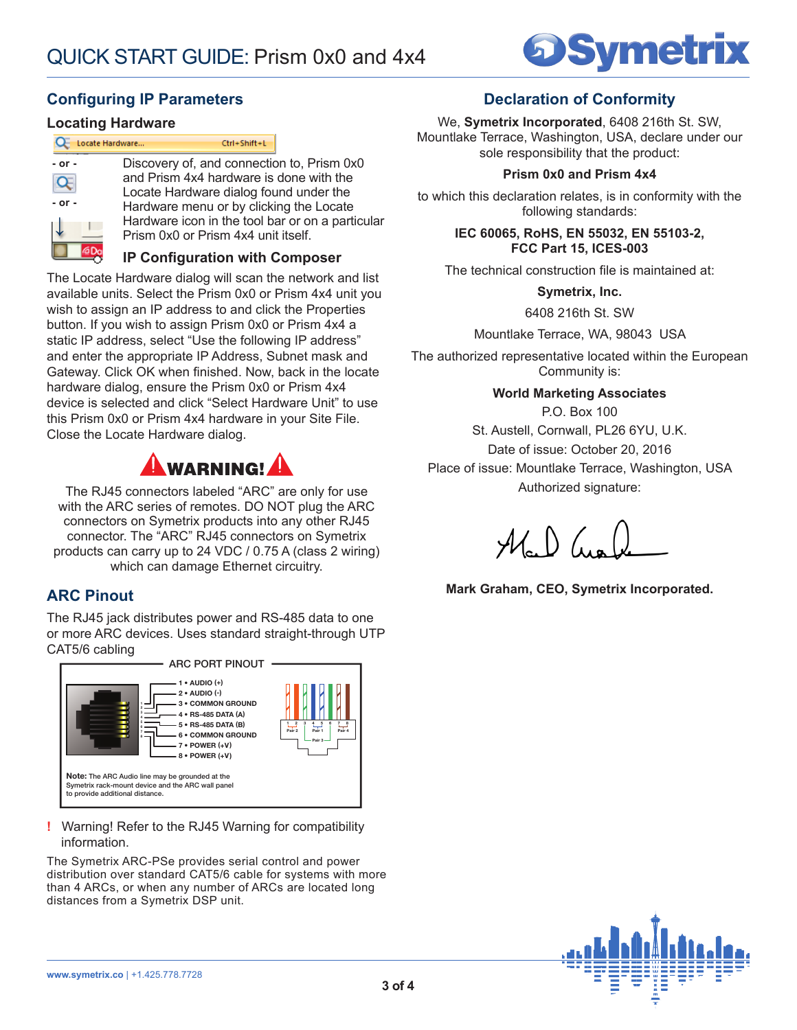## Configuring IP Parameters

### Locating Hardware

Locate Hardware... Ctrl+Shift+L

- or -

- or -

Discovery of, and connection to, Prism 0x0 and Prism 4x4 hardware is done with the Locate Hardware dialog found under the Hardware menu or by clicking the Locate Hardware icon in the tool bar or on a particular Prism 0x0 or Prism 4x4 unit itself.

### IP Configuration with Composer

The Locate Hardware dialog will scan the network and list available units. Select the Prism 0x0 or Prism 4x4 unit you wish to assign an IP address to and click the Properties button. If you wish to assign Prism 0x0 or Prism 4x4 a static IP address, select "Use the following IP address" and enter the appropriate IP Address, Subnet mask and Gateway. Click OK when finished. Now, back in the locate hardware dialog, ensure the Prism 0x0 or Prism 4x4 device is selected and click "Select Hardware Unit" to use this Prism 0x0 or Prism 4x4 hardware in your Site File. Close the Locate Hardware dialog.

**WARNING!**

The RJ45 connectors labeled "ARC" are only for use with the ARC series of remotes. DO NOT plug the ARC connectors on Symetrix products into any other RJ45 connector. The "ARC" RJ45 connectors on Symetrix products can carry up to 24 VDC / 0.75 A (class 2 wiring) which can damage Ethernet circuitry.

## ARC Pinout

The RJ45 jack distributes power and RS-485 data to one or more ARC devices. Uses standard straight-through UTP CAT5/6 cabling

ARC PORT PINOUT

1 • AUDIO (+)
2 • AUDIO (-)
3 • COMMON GROUND
4 • RS-485 DATA (A)
5 • RS-485 DATA (B)
6 • COMMON GROUND
7 • POWER (+V)
8 • POWER (+V)

Pair 2 | Pair 1 | Pair 3 | Pair 4

**Note:** The ARC Audio line may be grounded at the Symetrix rack-mount device and the ARC wall panel to provide additional distance.

! Warning! Refer to the RJ45 Warning for compatibility information.

The Symetrix ARC-PSe provides serial control and power distribution over standard CAT5/6 cable for systems with more than 4 ARCs, or when any number of ARCs are located long distances from a Symetrix DSP unit.

## Declaration of Conformity

We, **Symetrix Incorporated**, 6408 216th St. SW, Mountlake Terrace, Washington, USA, declare under our sole responsibility that the product:

**Prism 0x0 and Prism 4x4**

to which this declaration relates, is in conformity with the following standards:

**IEC 60065, RoHS, EN 55032, EN 55103-2, FCC Part 15, ICES-003**

The technical construction file is maintained at:

**Symetrix, Inc.**

6408 216th St. SW

Mountlake Terrace, WA, 98043 USA

The authorized representative located within the European Community is:

**World Marketing Associates**

P.O. Box 100

St. Austell, Cornwall, PL26 6YU, U.K.

Date of issue: October 20, 2016

Place of issue: Mountlake Terrace, Washington, USA

Authorized signature:

**Mark Graham, CEO, Symetrix Incorporated.**

www.symetrix.co | +1.425.778.7728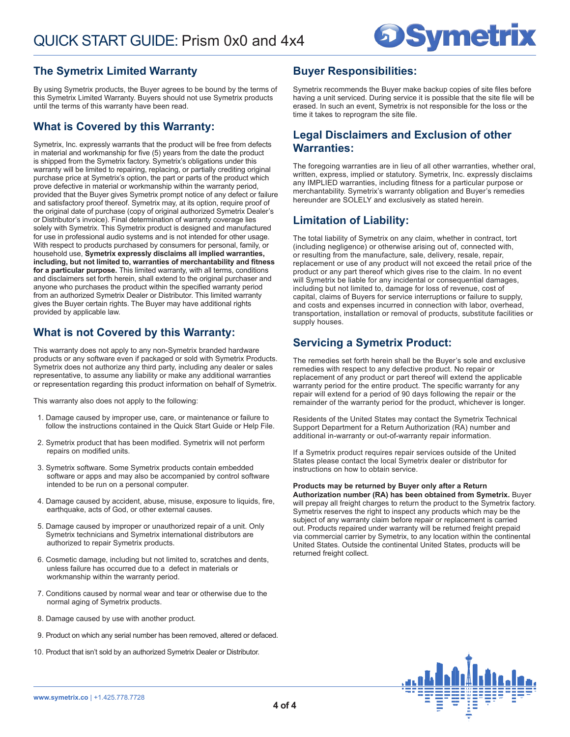## The Symetrix Limited Warranty

By using Symetrix products, the Buyer agrees to be bound by the terms of this Symetrix Limited Warranty. Buyers should not use Symetrix products until the terms of this warranty have been read.

## What is Covered by this Warranty:

Symetrix, Inc. expressly warrants that the product will be free from defects in material and workmanship for five (5) years from the date the product is shipped from the Symetrix factory. Symetrix's obligations under this warranty will be limited to repairing, replacing, or partially crediting original purchase price at Symetrix's option, the part or parts of the product which prove defective in material or workmanship within the warranty period, provided that the Buyer gives Symetrix prompt notice of any defect or failure and satisfactory proof thereof. Symetrix may, at its option, require proof of the original date of purchase (copy of original authorized Symetrix Dealer's or Distributor's invoice). Final determination of warranty coverage lies solely with Symetrix. This Symetrix product is designed and manufactured for use in professional audio systems and is not intended for other usage. With respect to products purchased by consumers for personal, family, or household use, **Symetrix expressly disclaims all implied warranties, including, but not limited to, warranties of merchantability and fitness for a particular purpose.** This limited warranty, with all terms, conditions and disclaimers set forth herein, shall extend to the original purchaser and anyone who purchases the product within the specified warranty period from an authorized Symetrix Dealer or Distributor. This limited warranty gives the Buyer certain rights. The Buyer may have additional rights provided by applicable law.

## What is not Covered by this Warranty:

This warranty does not apply to any non-Symetrix branded hardware products or any software even if packaged or sold with Symetrix Products. Symetrix does not authorize any third party, including any dealer or sales representative, to assume any liability or make any additional warranties or representation regarding this product information on behalf of Symetrix.

This warranty also does not apply to the following:

1. Damage caused by improper use, care, or maintenance or failure to follow the instructions contained in the Quick Start Guide or Help File.
2. Symetrix product that has been modified. Symetrix will not perform repairs on modified units.
3. Symetrix software. Some Symetrix products contain embedded software or apps and may also be accompanied by control software intended to be run on a personal computer.
4. Damage caused by accident, abuse, misuse, exposure to liquids, fire, earthquake, acts of God, or other external causes.
5. Damage caused by improper or unauthorized repair of a unit. Only Symetrix technicians and Symetrix international distributors are authorized to repair Symetrix products.
6. Cosmetic damage, including but not limited to, scratches and dents, unless failure has occurred due to a defect in materials or workmanship within the warranty period.
7. Conditions caused by normal wear and tear or otherwise due to the normal aging of Symetrix products.
8. Damage caused by use with another product.
9. Product on which any serial number has been removed, altered or defaced.
10. Product that isn't sold by an authorized Symetrix Dealer or Distributor.

## Buyer Responsibilities:

Symetrix recommends the Buyer make backup copies of site files before having a unit serviced. During service it is possible that the site file will be erased. In such an event, Symetrix is not responsible for the loss or the time it takes to reprogram the site file.

## Legal Disclaimers and Exclusion of other Warranties:

The foregoing warranties are in lieu of all other warranties, whether oral, written, express, implied or statutory. Symetrix, Inc. expressly disclaims any IMPLIED warranties, including fitness for a particular purpose or merchantability. Symetrix's warranty obligation and Buyer's remedies hereunder are SOLELY and exclusively as stated herein.

## Limitation of Liability:

The total liability of Symetrix on any claim, whether in contract, tort (including negligence) or otherwise arising out of, connected with, or resulting from the manufacture, sale, delivery, resale, repair, replacement or use of any product will not exceed the retail price of the product or any part thereof which gives rise to the claim. In no event will Symetrix be liable for any incidental or consequential damages, including but not limited to, damage for loss of revenue, cost of capital, claims of Buyers for service interruptions or failure to supply, and costs and expenses incurred in connection with labor, overhead, transportation, installation or removal of products, substitute facilities or supply houses.

## Servicing a Symetrix Product:

The remedies set forth herein shall be the Buyer's sole and exclusive remedies with respect to any defective product. No repair or replacement of any product or part thereof will extend the applicable warranty period for the entire product. The specific warranty for any repair will extend for a period of 90 days following the repair or the remainder of the warranty period for the product, whichever is longer.

Residents of the United States may contact the Symetrix Technical Support Department for a Return Authorization (RA) number and additional in-warranty or out-of-warranty repair information.

If a Symetrix product requires repair services outside of the United States please contact the local Symetrix dealer or distributor for instructions on how to obtain service.

**Products may be returned by Buyer only after a Return Authorization number (RA) has been obtained from Symetrix.** Buyer will prepay all freight charges to return the product to the Symetrix factory. Symetrix reserves the right to inspect any products which may be the subject of any warranty claim before repair or replacement is carried out. Products repaired under warranty will be returned freight prepaid via commercial carrier by Symetrix, to any location within the continental United States. Outside the continental United States, products will be returned freight collect.

www.symetrix.co | +1.425.778.7728